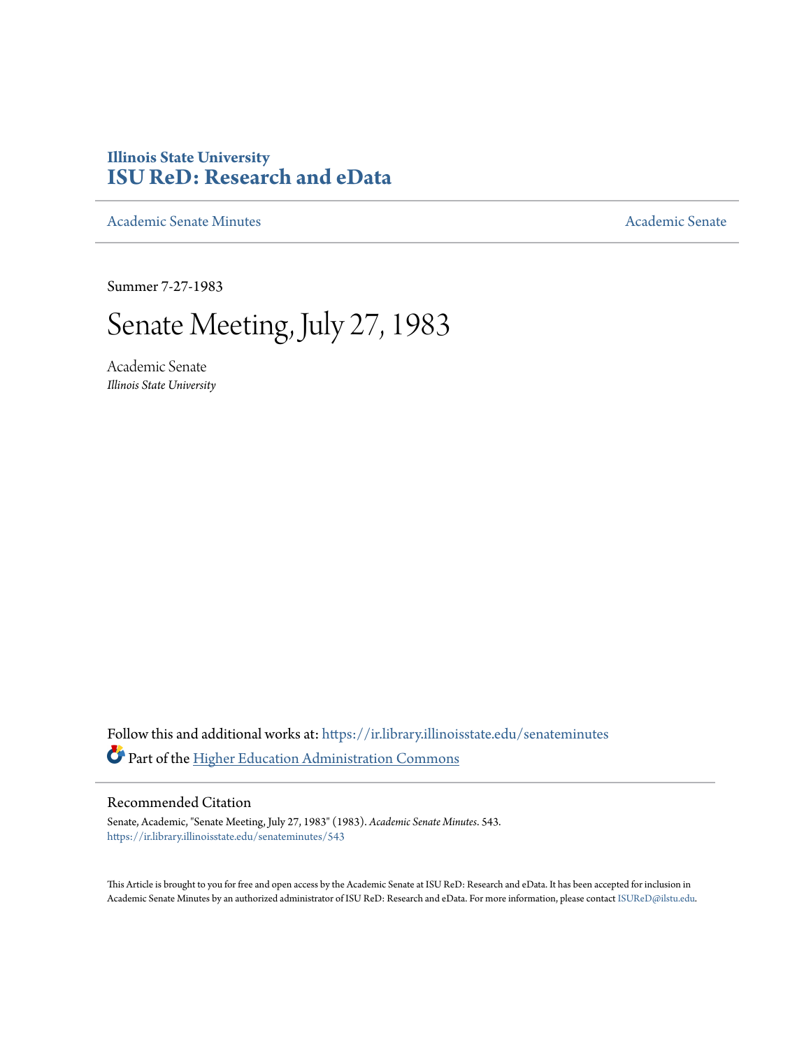# Illinois State University
# ISU ReD: Research and eData

Academic Senate Minutes

Academic Senate

Summer 7-27-1983

# Senate Meeting, July 27, 1983

Academic Senate
*Illinois State University*

Follow this and additional works at: https://ir.library.illinoisstate.edu/senateminutes

Part of the Higher Education Administration Commons

## Recommended Citation

Senate, Academic, "Senate Meeting, July 27, 1983" (1983). *Academic Senate Minutes*. 543.
https://ir.library.illinoisstate.edu/senateminutes/543

This Article is brought to you for free and open access by the Academic Senate at ISU ReD: Research and eData. It has been accepted for inclusion in Academic Senate Minutes by an authorized administrator of ISU ReD: Research and eData. For more information, please contact ISUReD@ilstu.edu.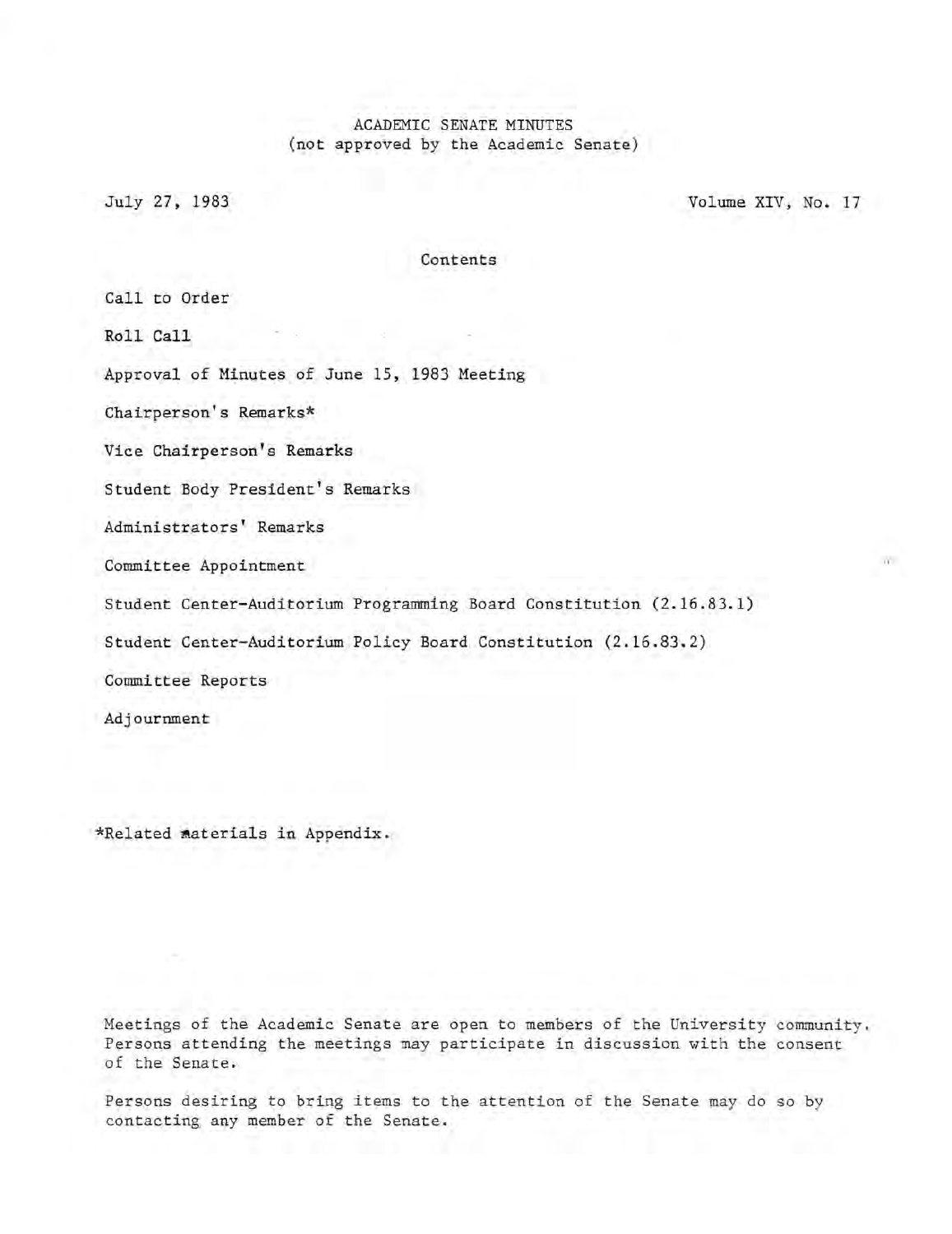ACADEMIC SENATE MINUTES
(not approved by the Academic Senate)

July 27, 1983

Volume XIV, No. 17

Contents

Call to Order

Roll Call

Approval of Minutes of June 15, 1983 Meeting

Chairperson's Remarks*

Vice Chairperson's Remarks

Student Body President's Remarks

Administrators' Remarks

Committee Appointment

Student Center-Auditorium Programming Board Constitution (2.16.83.1)

Student Center-Auditorium Policy Board Constitution (2.16.83.2)

Committee Reports

Adjournment

*Related materials in Appendix.

Meetings of the Academic Senate are open to members of the University community. Persons attending the meetings may participate in discussion with the consent of the Senate.

Persons desiring to bring items to the attention of the Senate may do so by contacting any member of the Senate.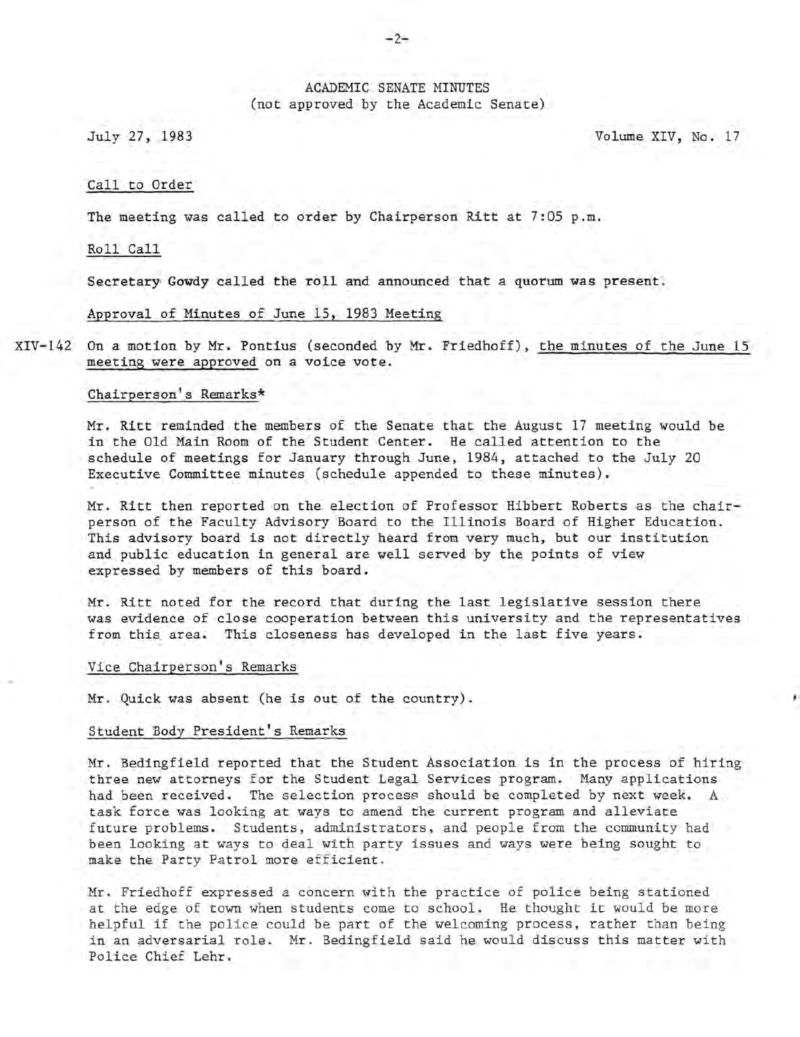ACADEMIC SENATE MINUTES
(not approved by the Academic Senate)

July 27, 1983 Volume XIV, No. 17

Call to Order

The meeting was called to order by Chairperson Ritt at 7:05 p.m.

Roll Call

Secretary Gowdy called the roll and announced that a quorum was present.

Approval of Minutes of June 15, 1983 Meeting

XIV-142 On a motion by Mr. Pontius (seconded by Mr. Friedhoff), the minutes of the June 15 meeting were approved on a voice vote.

Chairperson's Remarks*

Mr. Ritt reminded the members of the Senate that the August 17 meeting would be in the Old Main Room of the Student Center. He called attention to the schedule of meetings for January through June, 1984, attached to the July 20 Executive Committee minutes (schedule appended to these minutes).

Mr. Ritt then reported on the election of Professor Hibbert Roberts as the chairperson of the Faculty Advisory Board to the Illinois Board of Higher Education. This advisory board is not directly heard from very much, but our institution and public education in general are well served by the points of view expressed by members of this board.

Mr. Ritt noted for the record that during the last legislative session there was evidence of close cooperation between this university and the representatives from this area. This closeness has developed in the last five years.

Vice Chairperson's Remarks

Mr. Quick was absent (he is out of the country).

Student Body President's Remarks

Mr. Bedingfield reported that the Student Association is in the process of hiring three new attorneys for the Student Legal Services program. Many applications had been received. The selection process should be completed by next week. A task force was looking at ways to amend the current program and alleviate future problems. Students, administrators, and people from the community had been looking at ways to deal with party issues and ways were being sought to make the Party Patrol more efficient.

Mr. Friedhoff expressed a concern with the practice of police being stationed at the edge of town when students come to school. He thought it would be more helpful if the police could be part of the welcoming process, rather than being in an adversarial role. Mr. Bedingfield said he would discuss this matter with Police Chief Lehr.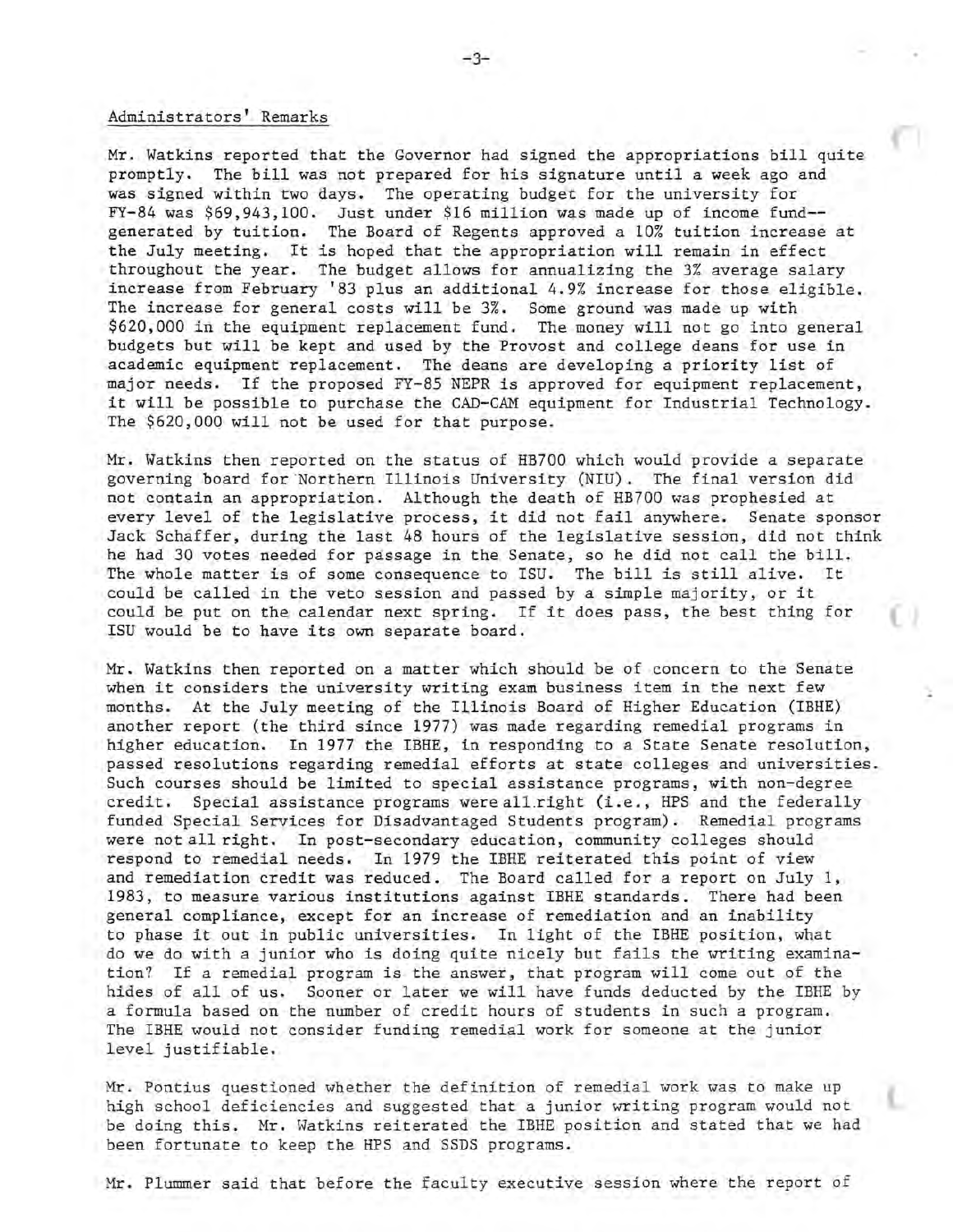Administrators' Remarks

Mr. Watkins reported that the Governor had signed the appropriations bill quite promptly. The bill was not prepared for his signature until a week ago and was signed within two days. The operating budget for the university for FY-84 was $69,943,100. Just under $16 million was made up of income fund--generated by tuition. The Board of Regents approved a 10% tuition increase at the July meeting. It is hoped that the appropriation will remain in effect throughout the year. The budget allows for annualizing the 3% average salary increase from February '83 plus an additional 4.9% increase for those eligible. The increase for general costs will be 3%. Some ground was made up with $620,000 in the equipment replacement fund. The money will not go into general budgets but will be kept and used by the Provost and college deans for use in academic equipment replacement. The deans are developing a priority list of major needs. If the proposed FY-85 NEPR is approved for equipment replacement, it will be possible to purchase the CAD-CAM equipment for Industrial Technology. The $620,000 will not be used for that purpose.

Mr. Watkins then reported on the status of HB700 which would provide a separate governing board for Northern Illinois University (NIU). The final version did not contain an appropriation. Although the death of HB700 was prophesied at every level of the legislative process, it did not fail anywhere. Senate sponsor Jack Schaffer, during the last 48 hours of the legislative session, did not think he had 30 votes needed for passage in the Senate, so he did not call the bill. The whole matter is of some consequence to ISU. The bill is still alive. It could be called in the veto session and passed by a simple majority, or it could be put on the calendar next spring. If it does pass, the best thing for ISU would be to have its own separate board.

Mr. Watkins then reported on a matter which should be of concern to the Senate when it considers the university writing exam business item in the next few months. At the July meeting of the Illinois Board of Higher Education (IBHE) another report (the third since 1977) was made regarding remedial programs in higher education. In 1977 the IBHE, in responding to a State Senate resolution, passed resolutions regarding remedial efforts at state colleges and universities. Such courses should be limited to special assistance programs, with non-degree credit. Special assistance programs were all right (i.e., HPS and the federally funded Special Services for Disadvantaged Students program). Remedial programs were not all right. In post-secondary education, community colleges should respond to remedial needs. In 1979 the IBHE reiterated this point of view and remediation credit was reduced. The Board called for a report on July 1, 1983, to measure various institutions against IBHE standards. There had been general compliance, except for an increase of remediation and an inability to phase it out in public universities. In light of the IBHE position, what do we do with a junior who is doing quite nicely but fails the writing examination? If a remedial program is the answer, that program will come out of the hides of all of us. Sooner or later we will have funds deducted by the IBHE by a formula based on the number of credit hours of students in such a program. The IBHE would not consider funding remedial work for someone at the junior level justifiable.

Mr. Pontius questioned whether the definition of remedial work was to make up high school deficiencies and suggested that a junior writing program would not be doing this. Mr. Watkins reiterated the IBHE position and stated that we had been fortunate to keep the HPS and SSDS programs.

Mr. Plummer said that before the faculty executive session where the report of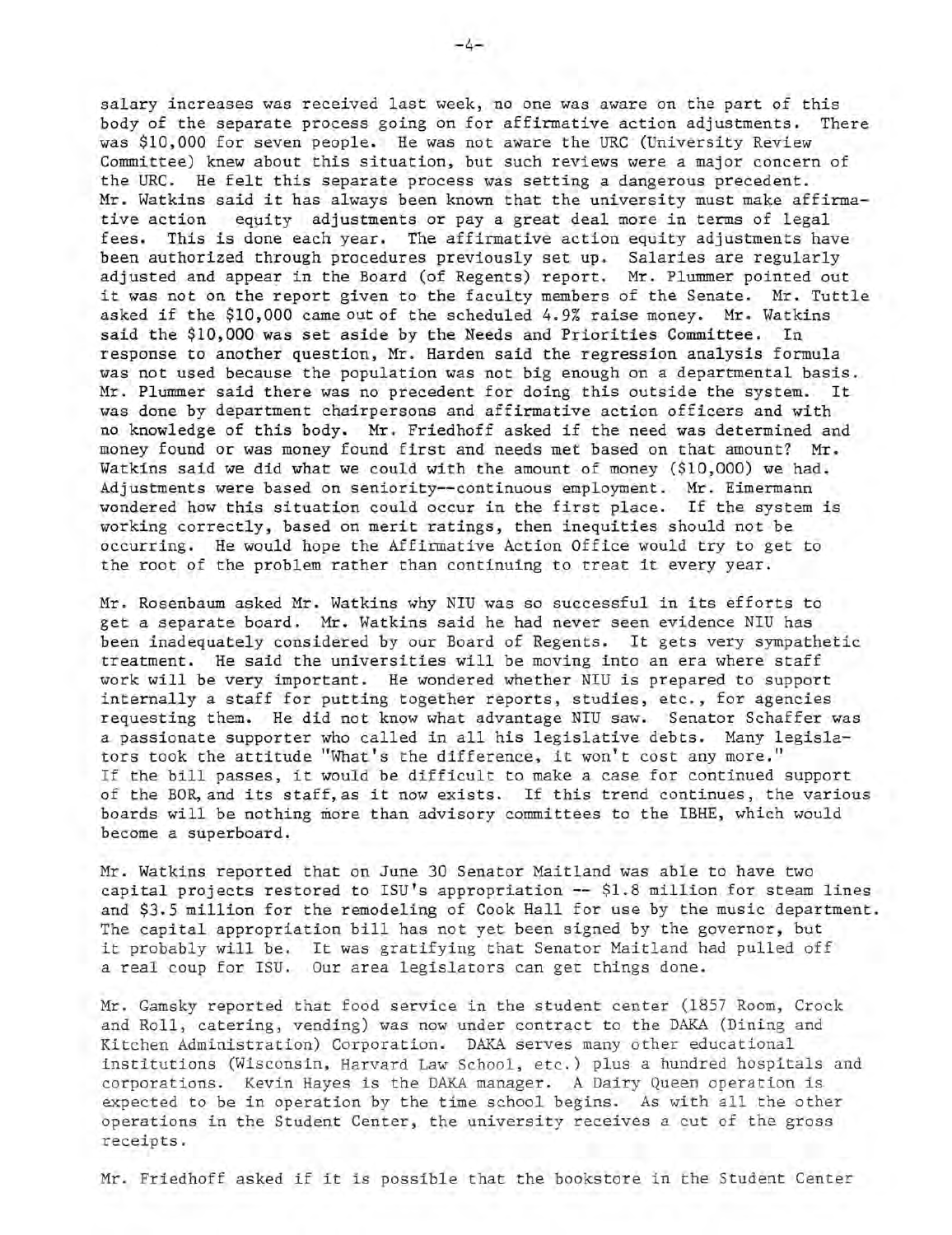salary increases was received last week, no one was aware on the part of this body of the separate process going on for affirmative action adjustments. There was $10,000 for seven people. He was not aware the URC (University Review Committee) knew about this situation, but such reviews were a major concern of the URC. He felt this separate process was setting a dangerous precedent. Mr. Watkins said it has always been known that the university must make affirmative action equity adjustments or pay a great deal more in terms of legal fees. This is done each year. The affirmative action equity adjustments have been authorized through procedures previously set up. Salaries are regularly adjusted and appear in the Board (of Regents) report. Mr. Plummer pointed out it was not on the report given to the faculty members of the Senate. Mr. Tuttle asked if the $10,000 came out of the scheduled 4.9% raise money. Mr. Watkins said the $10,000 was set aside by the Needs and Priorities Committee. In response to another question, Mr. Harden said the regression analysis formula was not used because the population was not big enough on a departmental basis. Mr. Plummer said there was no precedent for doing this outside the system. It was done by department chairpersons and affirmative action officers and with no knowledge of this body. Mr. Friedhoff asked if the need was determined and money found or was money found first and needs met based on that amount? Mr. Watkins said we did what we could with the amount of money ($10,000) we had. Adjustments were based on seniority--continuous employment. Mr. Eimermann wondered how this situation could occur in the first place. If the system is working correctly, based on merit ratings, then inequities should not be occurring. He would hope the Affirmative Action Office would try to get to the root of the problem rather than continuing to treat it every year.

Mr. Rosenbaum asked Mr. Watkins why NIU was so successful in its efforts to get a separate board. Mr. Watkins said he had never seen evidence NIU has been inadequately considered by our Board of Regents. It gets very sympathetic treatment. He said the universities will be moving into an era where staff work will be very important. He wondered whether NIU is prepared to support internally a staff for putting together reports, studies, etc., for agencies requesting them. He did not know what advantage NIU saw. Senator Schaffer was a passionate supporter who called in all his legislative debts. Many legislators took the attitude "What's the difference, it won't cost any more." If the bill passes, it would be difficult to make a case for continued support of the BOR, and its staff, as it now exists. If this trend continues, the various boards will be nothing more than advisory committees to the IBHE, which would become a superboard.

Mr. Watkins reported that on June 30 Senator Maitland was able to have two capital projects restored to ISU's appropriation -- $1.8 million for steam lines and $3.5 million for the remodeling of Cook Hall for use by the music department. The capital appropriation bill has not yet been signed by the governor, but it probably will be. It was gratifying that Senator Maitland had pulled off a real coup for ISU. Our area legislators can get things done.

Mr. Gamsky reported that food service in the student center (1857 Room, Crock and Roll, catering, vending) was now under contract to the DAKA (Dining and Kitchen Administration) Corporation. DAKA serves many other educational institutions (Wisconsin, Harvard Law School, etc.) plus a hundred hospitals and corporations. Kevin Hayes is the DAKA manager. A Dairy Queen operation is expected to be in operation by the time school begins. As with all the other operations in the Student Center, the university receives a cut of the gross receipts.

Mr. Friedhoff asked if it is possible that the bookstore in the Student Center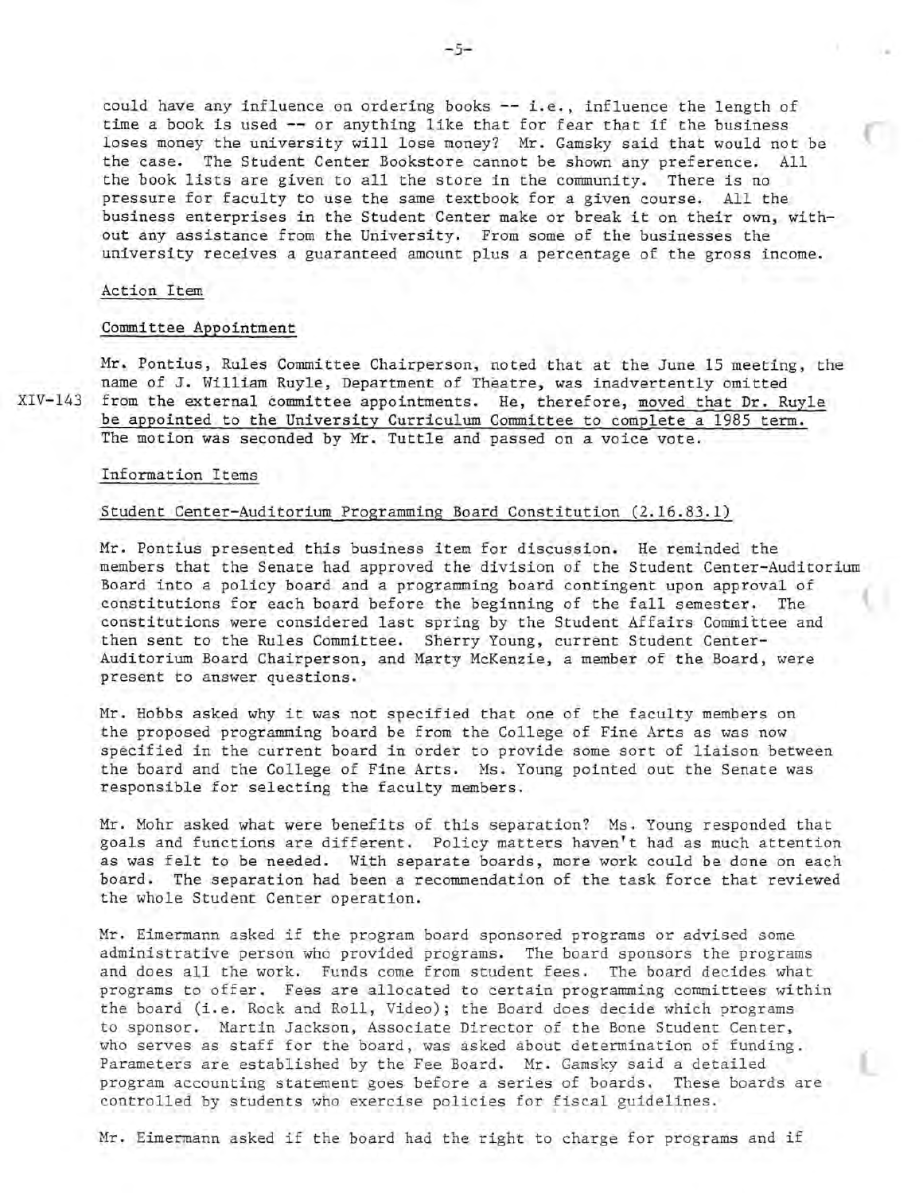could have any influence on ordering books -- i.e., influence the length of time a book is used -- or anything like that for fear that if the business loses money the university will lose money? Mr. Gamsky said that would not be the case. The Student Center Bookstore cannot be shown any preference. All the book lists are given to all the store in the community. There is no pressure for faculty to use the same textbook for a given course. All the business enterprises in the Student Center make or break it on their own, without any assistance from the University. From some of the businesses the university receives a guaranteed amount plus a percentage of the gross income.

Action Item

Committee Appointment

Mr. Pontius, Rules Committee Chairperson, noted that at the June 15 meeting, the name of J. William Ruyle, Department of Theatre, was inadvertently omitted from the external committee appointments. He, therefore, moved that Dr. Ruyle be appointed to the University Curriculum Committee to complete a 1985 term. The motion was seconded by Mr. Tuttle and passed on a voice vote.

XIV-143

Information Items

Student Center-Auditorium Programming Board Constitution (2.16.83.1)

Mr. Pontius presented this business item for discussion. He reminded the members that the Senate had approved the division of the Student Center-Auditorium Board into a policy board and a programming board contingent upon approval of constitutions for each board before the beginning of the fall semester. The constitutions were considered last spring by the Student Affairs Committee and then sent to the Rules Committee. Sherry Young, current Student Center-Auditorium Board Chairperson, and Marty McKenzie, a member of the Board, were present to answer questions.

Mr. Hobbs asked why it was not specified that one of the faculty members on the proposed programming board be from the College of Fine Arts as was now specified in the current board in order to provide some sort of liaison between the board and the College of Fine Arts. Ms. Young pointed out the Senate was responsible for selecting the faculty members.

Mr. Mohr asked what were benefits of this separation? Ms. Young responded that goals and functions are different. Policy matters haven't had as much attention as was felt to be needed. With separate boards, more work could be done on each board. The separation had been a recommendation of the task force that reviewed the whole Student Center operation.

Mr. Eimermann asked if the program board sponsored programs or advised some administrative person who provided programs. The board sponsors the programs and does all the work. Funds come from student fees. The board decides what programs to offer. Fees are allocated to certain programming committees within the board (i.e. Rock and Roll, Video); the Board does decide which programs to sponsor. Martin Jackson, Associate Director of the Bone Student Center, who serves as staff for the board, was asked about determination of funding. Parameters are established by the Fee Board. Mr. Gamsky said a detailed program accounting statement goes before a series of boards. These boards are controlled by students who exercise policies for fiscal guidelines.

Mr. Eimermann asked if the board had the right to charge for programs and if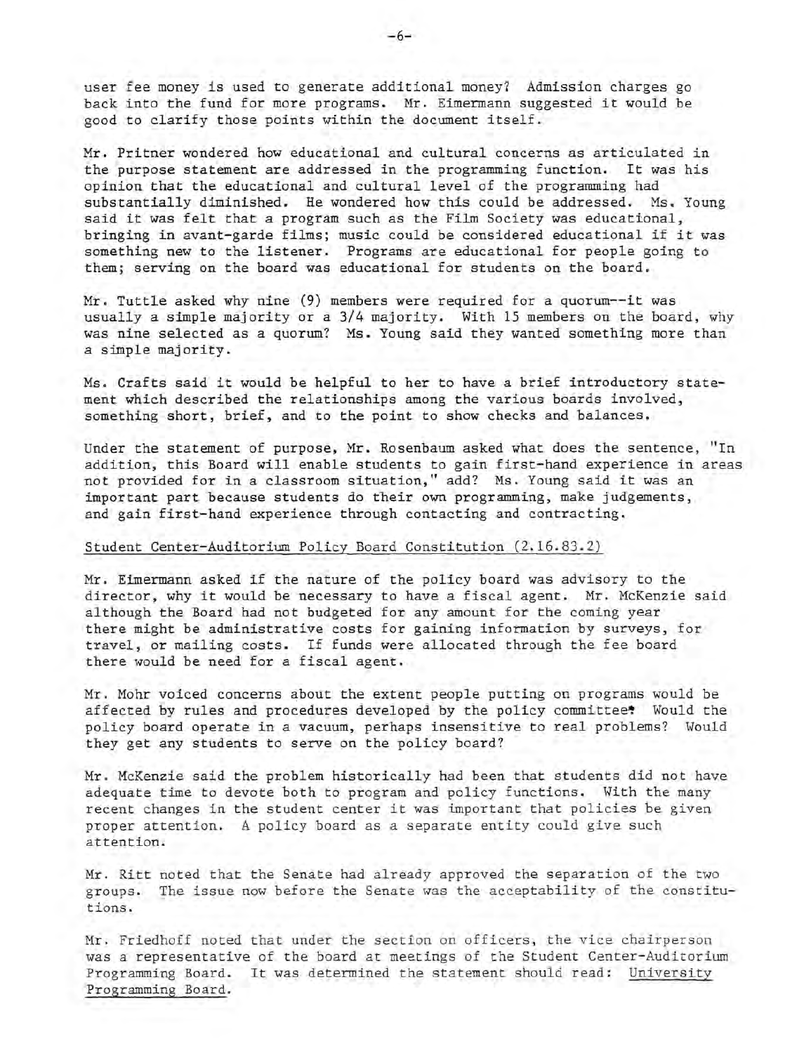user fee money is used to generate additional money? Admission charges go back into the fund for more programs. Mr. Eimermann suggested it would be good to clarify those points within the document itself.

Mr. Pritner wondered how educational and cultural concerns as articulated in the purpose statement are addressed in the programming function. It was his opinion that the educational and cultural level of the programming had substantially diminished. He wondered how this could be addressed. Ms. Young said it was felt that a program such as the Film Society was educational, bringing in avant-garde films; music could be considered educational if it was something new to the listener. Programs are educational for people going to them; serving on the board was educational for students on the board.

Mr. Tuttle asked why nine (9) members were required for a quorum--it was usually a simple majority or a 3/4 majority. With 15 members on the board, why was nine selected as a quorum? Ms. Young said they wanted something more than a simple majority.

Ms. Crafts said it would be helpful to her to have a brief introductory statement which described the relationships among the various boards involved, something short, brief, and to the point to show checks and balances.

Under the statement of purpose, Mr. Rosenbaum asked what does the sentence, "In addition, this Board will enable students to gain first-hand experience in areas not provided for in a classroom situation," add? Ms. Young said it was an important part because students do their own programming, make judgements, and gain first-hand experience through contacting and contracting.

Student Center-Auditorium Policy Board Constitution (2.16.83.2)

Mr. Eimermann asked if the nature of the policy board was advisory to the director, why it would be necessary to have a fiscal agent. Mr. McKenzie said although the Board had not budgeted for any amount for the coming year there might be administrative costs for gaining information by surveys, for travel, or mailing costs. If funds were allocated through the fee board there would be need for a fiscal agent.

Mr. Mohr voiced concerns about the extent people putting on programs would be affected by rules and procedures developed by the policy committee? Would the policy board operate in a vacuum, perhaps insensitive to real problems? Would they get any students to serve on the policy board?

Mr. McKenzie said the problem historically had been that students did not have adequate time to devote both to program and policy functions. With the many recent changes in the student center it was important that policies be given proper attention. A policy board as a separate entity could give such attention.

Mr. Ritt noted that the Senate had already approved the separation of the two groups. The issue now before the Senate was the acceptability of the constitutions.

Mr. Friedhoff noted that under the section on officers, the vice chairperson was a representative of the board at meetings of the Student Center-Auditorium Programming Board. It was determined the statement should read: University Programming Board.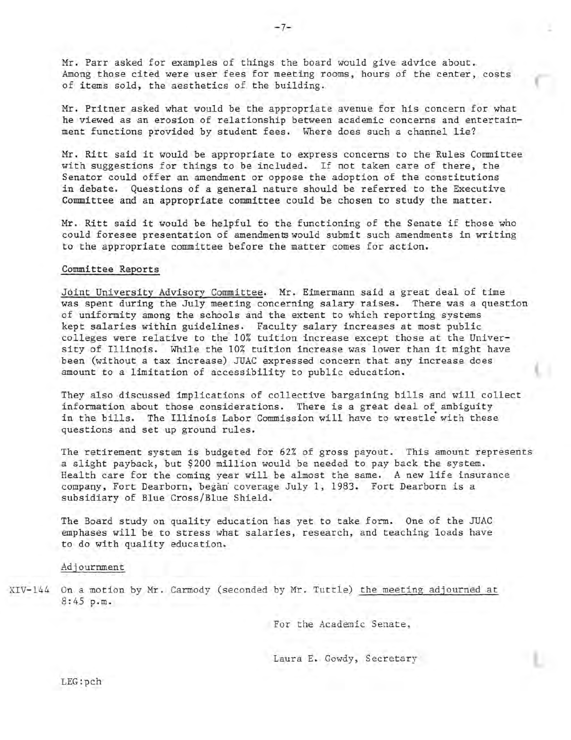Mr. Parr asked for examples of things the board would give advice about. Among those cited were user fees for meeting rooms, hours of the center, costs of items sold, the aesthetics of the building.

Mr. Pritner asked what would be the appropriate avenue for his concern for what he viewed as an erosion of relationship between academic concerns and entertainment functions provided by student fees. Where does such a channel lie?

Mr. Ritt said it would be appropriate to express concerns to the Rules Committee with suggestions for things to be included. If not taken care of there, the Senator could offer an amendment or oppose the adoption of the constitutions in debate. Questions of a general nature should be referred to the Executive Committee and an appropriate committee could be chosen to study the matter.

Mr. Ritt said it would be helpful to the functioning of the Senate if those who could foresee presentation of amendments would submit such amendments in writing to the appropriate committee before the matter comes for action.

Committee Reports

Joint University Advisory Committee. Mr. Eimermann said a great deal of time was spent during the July meeting concerning salary raises. There was a question of uniformity among the schools and the extent to which reporting systems kept salaries within guidelines. Faculty salary increases at most public colleges were relative to the 10% tuition increase except those at the University of Illinois. While the 10% tuition increase was lower than it might have been (without a tax increase) JUAC expressed concern that any increase does amount to a limitation of accessibility to public education.

They also discussed implications of collective bargaining bills and will collect information about those considerations. There is a great deal of ambiguity in the bills. The Illinois Labor Commission will have to wrestle with these questions and set up ground rules.

The retirement system is budgeted for 62% of gross payout. This amount represents a slight payback, but $200 million would be needed to pay back the system. Health care for the coming year will be almost the same. A new life insurance company, Fort Dearborn, began coverage July 1, 1983. Fort Dearborn is a subsidiary of Blue Cross/Blue Shield.

The Board study on quality education has yet to take form. One of the JUAC emphases will be to stress what salaries, research, and teaching loads have to do with quality education.

Adjournment

XIV-144 On a motion by Mr. Carmody (seconded by Mr. Tuttle) the meeting adjourned at 8:45 p.m.

For the Academic Senate,

Laura E. Gowdy, Secretary

LEG:pch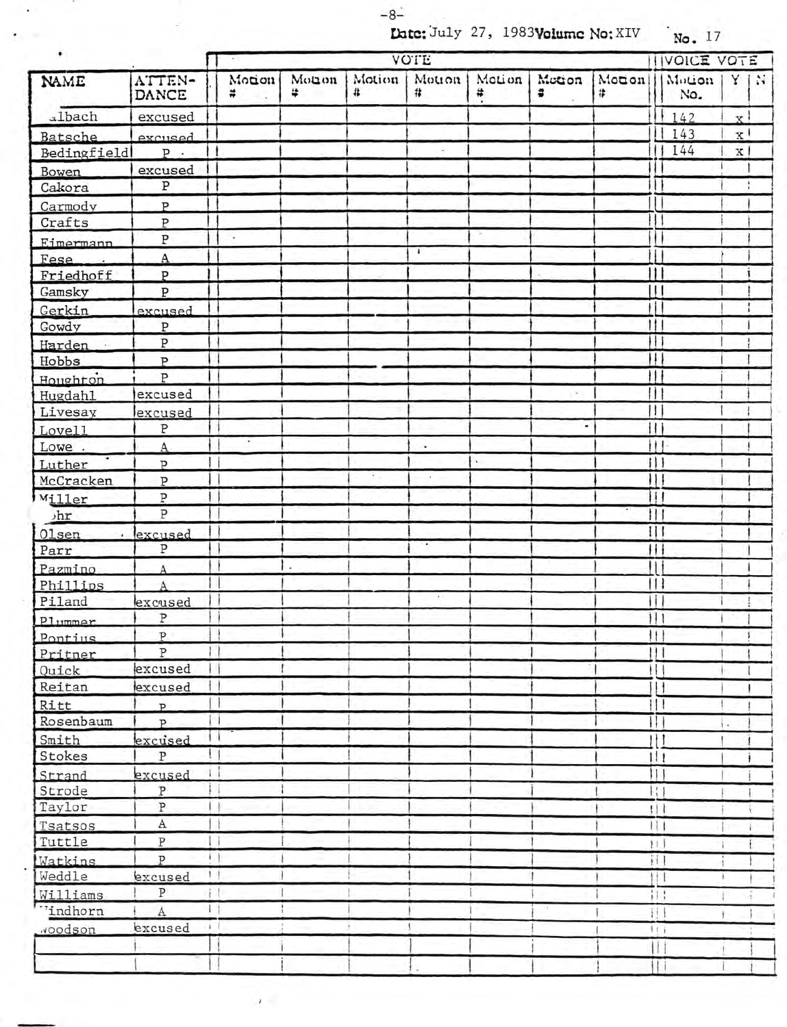Date: July 27, 1983 Volume No: XIV No. 17

| NAME | ATTENDANCE | Motion # | Motion # | Motion # | Motion # | Motion # | Motion # | Motion # | Voice Vote Motion No. | Y | N |
|---|---|---|---|---|---|---|---|---|---|---|---|
| Albach | excused | | | | | | | | 142 | x | |
| Batsche | excused | | | | | | | | 143 | x | |
| Bedingfield | P | | | | | | | | 144 | x | |
| Bowen | excused | | | | | | | | | | |
| Cakora | P | | | | | | | | | | |
| Carmody | P | | | | | | | | | | |
| Crafts | P | | | | | | | | | | |
| Eimermann | P | | | | | | | | | | |
| Fese | A | | | | | | | | | | |
| Friedhoff | P | | | | | | | | | | |
| Gamsky | P | | | | | | | | | | |
| Gerkin | excused | | | | | | | | | | |
| Gowdy | P | | | | | | | | | | |
| Harden | P | | | | | | | | | | |
| Hobbs | P | | | | | | | | | | |
| Houghton | P | | | | | | | | | | |
| Hugdahl | excused | | | | | | | | | | |
| Livesay | excused | | | | | | | | | | |
| Lovell | P | | | | | | | | | | |
| Lowe | A | | | | | | | | | | |
| Luther | P | | | | | | | | | | |
| McCracken | P | | | | | | | | | | |
| Miller | P | | | | | | | | | | |
| Mohr | P | | | | | | | | | | |
| Olsen | excused | | | | | | | | | | |
| Parr | P | | | | | | | | | | |
| Pazmino | A | | | | | | | | | | |
| Phillips | A | | | | | | | | | | |
| Piland | excused | | | | | | | | | | |
| Plummer | P | | | | | | | | | | |
| Pontius | P | | | | | | | | | | |
| Pritner | P | | | | | | | | | | |
| Quick | excused | | | | | | | | | | |
| Reitan | excused | | | | | | | | | | |
| Ritt | P | | | | | | | | | | |
| Rosenbaum | P | | | | | | | | | | |
| Smith | excused | | | | | | | | | | |
| Stokes | P | | | | | | | | | | |
| Strand | excused | | | | | | | | | | |
| Strode | P | | | | | | | | | | |
| Taylor | P | | | | | | | | | | |
| Tsatsos | A | | | | | | | | | | |
| Tuttle | P | | | | | | | | | | |
| Watkins | P | | | | | | | | | | |
| Weddle | excused | | | | | | | | | | |
| Williams | P | | | | | | | | | | |
| Windhorn | A | | | | | | | | | | |
| Woodson | excused | | | | | | | | | | |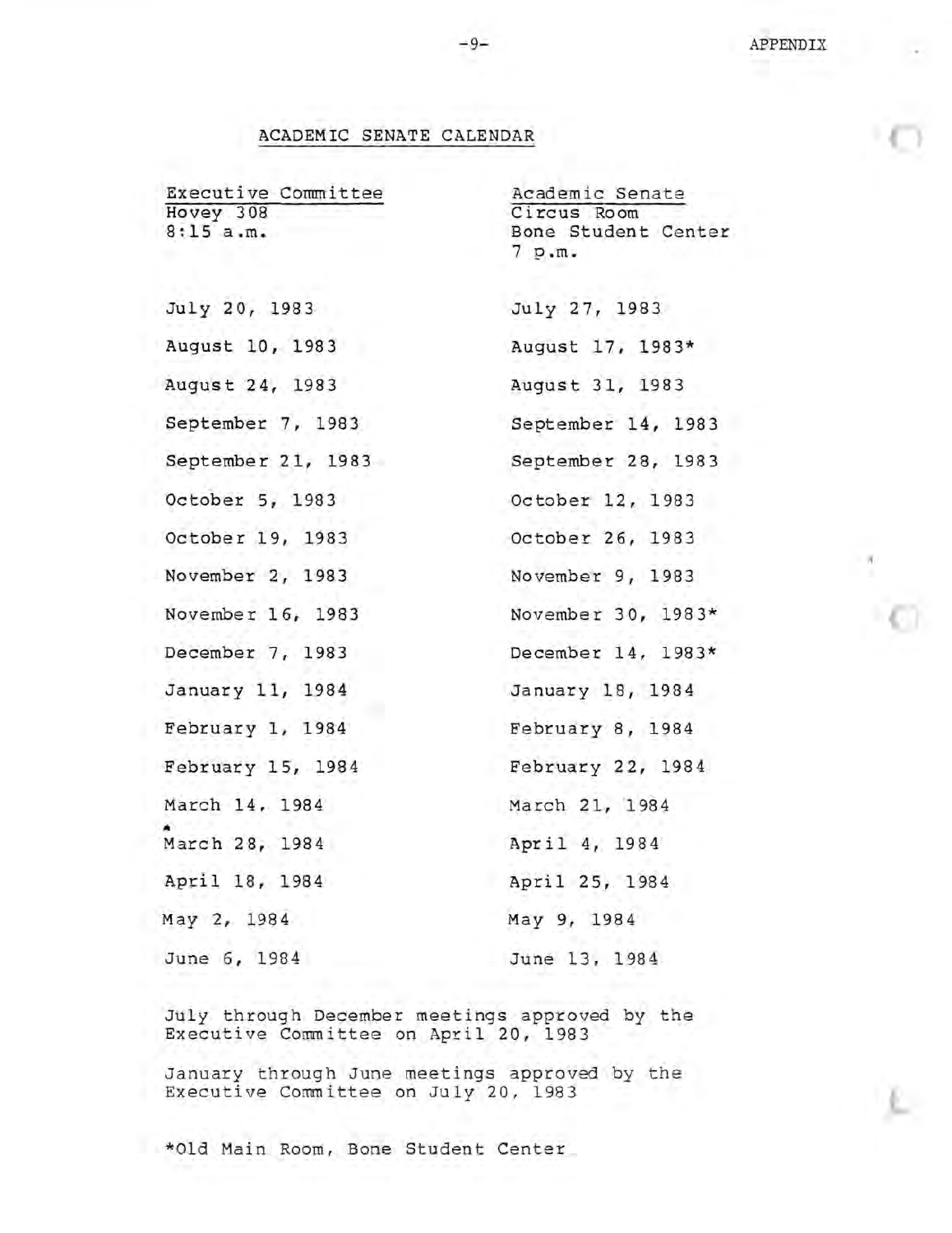APPENDIX

## ACADEMIC SENATE CALENDAR

| Executive Committee<br>Hovey 308<br>8:15 a.m. | Academic Senate<br>Circus Room<br>Bone Student Center<br>7 p.m. |
|---|---|
| July 20, 1983 | July 27, 1983 |
| August 10, 1983 | August 17, 1983* |
| August 24, 1983 | August 31, 1983 |
| September 7, 1983 | September 14, 1983 |
| September 21, 1983 | September 28, 1983 |
| October 5, 1983 | October 12, 1983 |
| October 19, 1983 | October 26, 1983 |
| November 2, 1983 | November 9, 1983 |
| November 16, 1983 | November 30, 1983* |
| December 7, 1983 | December 14, 1983* |
| January 11, 1984 | January 18, 1984 |
| February 1, 1984 | February 8, 1984 |
| February 15, 1984 | February 22, 1984 |
| March 14, 1984 | March 21, 1984 |
| March 28, 1984 | April 4, 1984 |
| April 18, 1984 | April 25, 1984 |
| May 2, 1984 | May 9, 1984 |
| June 6, 1984 | June 13, 1984 |

July through December meetings approved by the Executive Committee on April 20, 1983

January through June meetings approved by the Executive Committee on July 20, 1983

*Old Main Room, Bone Student Center